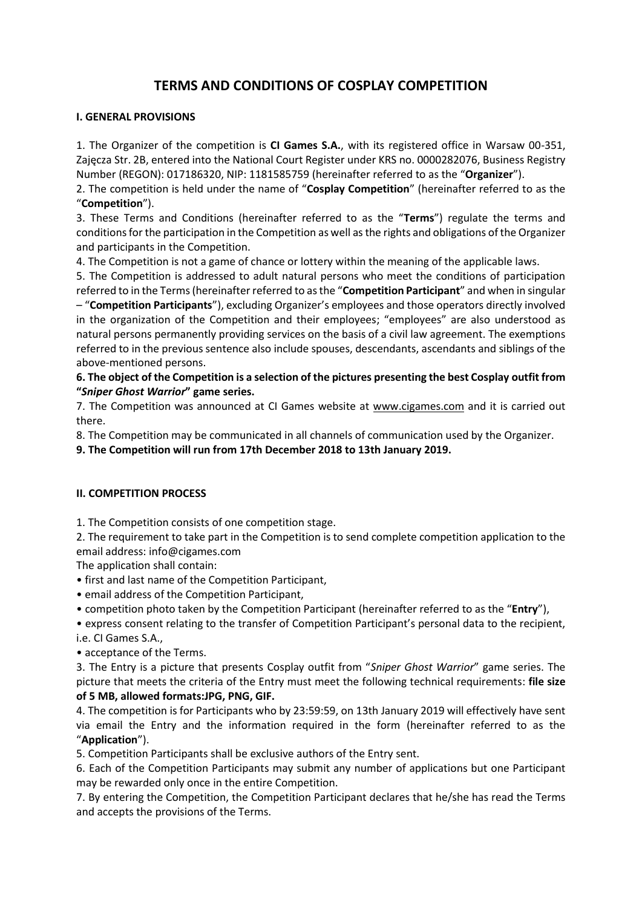# TERMS AND CONDITIONS OF COSPLAY COMPETITION

## I. GENERAL PROVISIONS

1. The Organizer of the competition is **CI Games S.A.**, with its registered office in Warsaw 00-351, Zajęcza Str. 2B, entered into the National Court Register under KRS no. 0000282076, Business Registry Number (REGON): 017186320, NIP: 1181585759 (hereinafter referred to as the "**Organizer**").
2. The competition is held under the name of "**Cosplay Competition**" (hereinafter referred to as the "**Competition**").
3. These Terms and Conditions (hereinafter referred to as the "**Terms**") regulate the terms and conditions for the participation in the Competition as well as the rights and obligations of the Organizer and participants in the Competition.
4. The Competition is not a game of chance or lottery within the meaning of the applicable laws.
5. The Competition is addressed to adult natural persons who meet the conditions of participation referred to in the Terms (hereinafter referred to as the "**Competition Participant**" and when in singular – "**Competition Participants**"), excluding Organizer's employees and those operators directly involved in the organization of the Competition and their employees; "employees" are also understood as natural persons permanently providing services on the basis of a civil law agreement. The exemptions referred to in the previous sentence also include spouses, descendants, ascendants and siblings of the above-mentioned persons.
6. **The object of the Competition is a selection of the pictures presenting the best Cosplay outfit from "*Sniper Ghost Warrior*" game series.**
7. The Competition was announced at CI Games website at www.cigames.com and it is carried out there.
8. The Competition may be communicated in all channels of communication used by the Organizer.
9. **The Competition will run from 17th December 2018 to 13th January 2019.**

## II. COMPETITION PROCESS

1. The Competition consists of one competition stage.
2. The requirement to take part in the Competition is to send complete competition application to the email address: info@cigames.com

   The application shall contain:

   - first and last name of the Competition Participant,
   - email address of the Competition Participant,
   - competition photo taken by the Competition Participant (hereinafter referred to as the "**Entry**"),
   - express consent relating to the transfer of Competition Participant's personal data to the recipient, i.e. CI Games S.A.,
   - acceptance of the Terms.
3. The Entry is a picture that presents Cosplay outfit from "*Sniper Ghost Warrior*" game series. The picture that meets the criteria of the Entry must meet the following technical requirements: **file size of 5 MB, allowed formats:JPG, PNG, GIF.**
4. The competition is for Participants who by 23:59:59, on 13th January 2019 will effectively have sent via email the Entry and the information required in the form (hereinafter referred to as the "**Application**").
5. Competition Participants shall be exclusive authors of the Entry sent.
6. Each of the Competition Participants may submit any number of applications but one Participant may be rewarded only once in the entire Competition.
7. By entering the Competition, the Competition Participant declares that he/she has read the Terms and accepts the provisions of the Terms.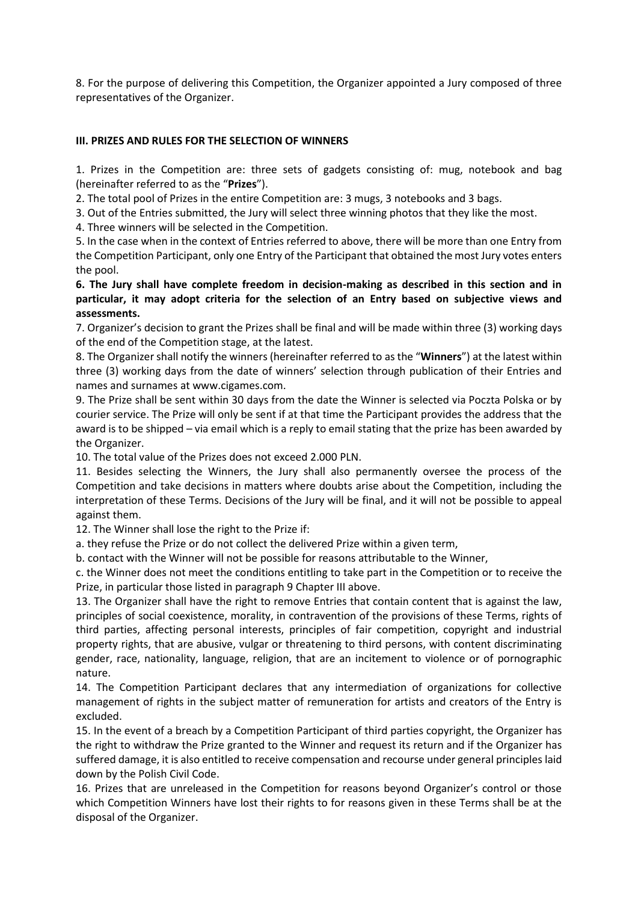8. For the purpose of delivering this Competition, the Organizer appointed a Jury composed of three representatives of the Organizer.

### III. PRIZES AND RULES FOR THE SELECTION OF WINNERS

1. Prizes in the Competition are: three sets of gadgets consisting of: mug, notebook and bag (hereinafter referred to as the "**Prizes**").
2. The total pool of Prizes in the entire Competition are: 3 mugs, 3 notebooks and 3 bags.
3. Out of the Entries submitted, the Jury will select three winning photos that they like the most.
4. Three winners will be selected in the Competition.
5. In the case when in the context of Entries referred to above, there will be more than one Entry from the Competition Participant, only one Entry of the Participant that obtained the most Jury votes enters the pool.

**6. The Jury shall have complete freedom in decision-making as described in this section and in particular, it may adopt criteria for the selection of an Entry based on subjective views and assessments.**

7. Organizer's decision to grant the Prizes shall be final and will be made within three (3) working days of the end of the Competition stage, at the latest.
8. The Organizer shall notify the winners (hereinafter referred to as the "**Winners**") at the latest within three (3) working days from the date of winners' selection through publication of their Entries and names and surnames at www.cigames.com.
9. The Prize shall be sent within 30 days from the date the Winner is selected via Poczta Polska or by courier service. The Prize will only be sent if at that time the Participant provides the address that the award is to be shipped – via email which is a reply to email stating that the prize has been awarded by the Organizer.
10. The total value of the Prizes does not exceed 2.000 PLN.
11. Besides selecting the Winners, the Jury shall also permanently oversee the process of the Competition and take decisions in matters where doubts arise about the Competition, including the interpretation of these Terms. Decisions of the Jury will be final, and it will not be possible to appeal against them.
12. The Winner shall lose the right to the Prize if:

a. they refuse the Prize or do not collect the delivered Prize within a given term,

b. contact with the Winner will not be possible for reasons attributable to the Winner,

c. the Winner does not meet the conditions entitling to take part in the Competition or to receive the Prize, in particular those listed in paragraph 9 Chapter III above.

13. The Organizer shall have the right to remove Entries that contain content that is against the law, principles of social coexistence, morality, in contravention of the provisions of these Terms, rights of third parties, affecting personal interests, principles of fair competition, copyright and industrial property rights, that are abusive, vulgar or threatening to third persons, with content discriminating gender, race, nationality, language, religion, that are an incitement to violence or of pornographic nature.
14. The Competition Participant declares that any intermediation of organizations for collective management of rights in the subject matter of remuneration for artists and creators of the Entry is excluded.
15. In the event of a breach by a Competition Participant of third parties copyright, the Organizer has the right to withdraw the Prize granted to the Winner and request its return and if the Organizer has suffered damage, it is also entitled to receive compensation and recourse under general principles laid down by the Polish Civil Code.
16. Prizes that are unreleased in the Competition for reasons beyond Organizer's control or those which Competition Winners have lost their rights to for reasons given in these Terms shall be at the disposal of the Organizer.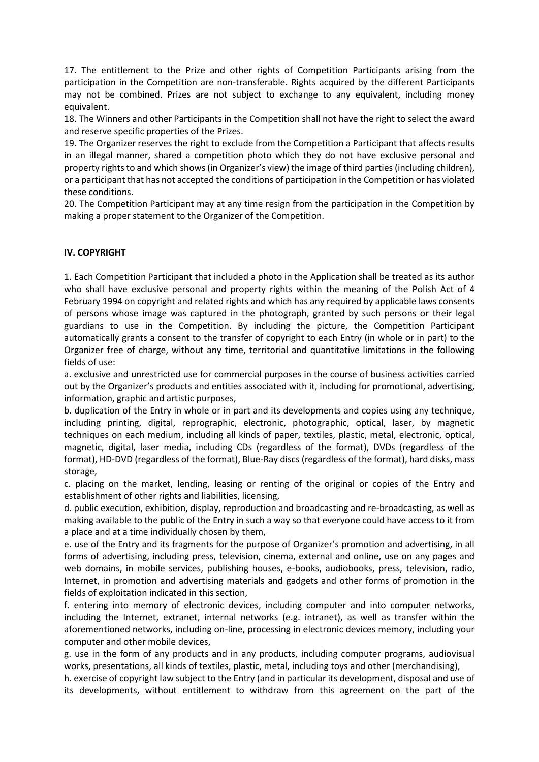17. The entitlement to the Prize and other rights of Competition Participants arising from the participation in the Competition are non-transferable. Rights acquired by the different Participants may not be combined. Prizes are not subject to exchange to any equivalent, including money equivalent.

18. The Winners and other Participants in the Competition shall not have the right to select the award and reserve specific properties of the Prizes.

19. The Organizer reserves the right to exclude from the Competition a Participant that affects results in an illegal manner, shared a competition photo which they do not have exclusive personal and property rights to and which shows (in Organizer's view) the image of third parties (including children), or a participant that has not accepted the conditions of participation in the Competition or has violated these conditions.

20. The Competition Participant may at any time resign from the participation in the Competition by making a proper statement to the Organizer of the Competition.

**IV. COPYRIGHT**

1. Each Competition Participant that included a photo in the Application shall be treated as its author who shall have exclusive personal and property rights within the meaning of the Polish Act of 4 February 1994 on copyright and related rights and which has any required by applicable laws consents of persons whose image was captured in the photograph, granted by such persons or their legal guardians to use in the Competition. By including the picture, the Competition Participant automatically grants a consent to the transfer of copyright to each Entry (in whole or in part) to the Organizer free of charge, without any time, territorial and quantitative limitations in the following fields of use:

a. exclusive and unrestricted use for commercial purposes in the course of business activities carried out by the Organizer's products and entities associated with it, including for promotional, advertising, information, graphic and artistic purposes,

b. duplication of the Entry in whole or in part and its developments and copies using any technique, including printing, digital, reprographic, electronic, photographic, optical, laser, by magnetic techniques on each medium, including all kinds of paper, textiles, plastic, metal, electronic, optical, magnetic, digital, laser media, including CDs (regardless of the format), DVDs (regardless of the format), HD-DVD (regardless of the format), Blue-Ray discs (regardless of the format), hard disks, mass storage,

c. placing on the market, lending, leasing or renting of the original or copies of the Entry and establishment of other rights and liabilities, licensing,

d. public execution, exhibition, display, reproduction and broadcasting and re-broadcasting, as well as making available to the public of the Entry in such a way so that everyone could have access to it from a place and at a time individually chosen by them,

e. use of the Entry and its fragments for the purpose of Organizer's promotion and advertising, in all forms of advertising, including press, television, cinema, external and online, use on any pages and web domains, in mobile services, publishing houses, e-books, audiobooks, press, television, radio, Internet, in promotion and advertising materials and gadgets and other forms of promotion in the fields of exploitation indicated in this section,

f. entering into memory of electronic devices, including computer and into computer networks, including the Internet, extranet, internal networks (e.g. intranet), as well as transfer within the aforementioned networks, including on-line, processing in electronic devices memory, including your computer and other mobile devices,

g. use in the form of any products and in any products, including computer programs, audiovisual works, presentations, all kinds of textiles, plastic, metal, including toys and other (merchandising),

h. exercise of copyright law subject to the Entry (and in particular its development, disposal and use of its developments, without entitlement to withdraw from this agreement on the part of the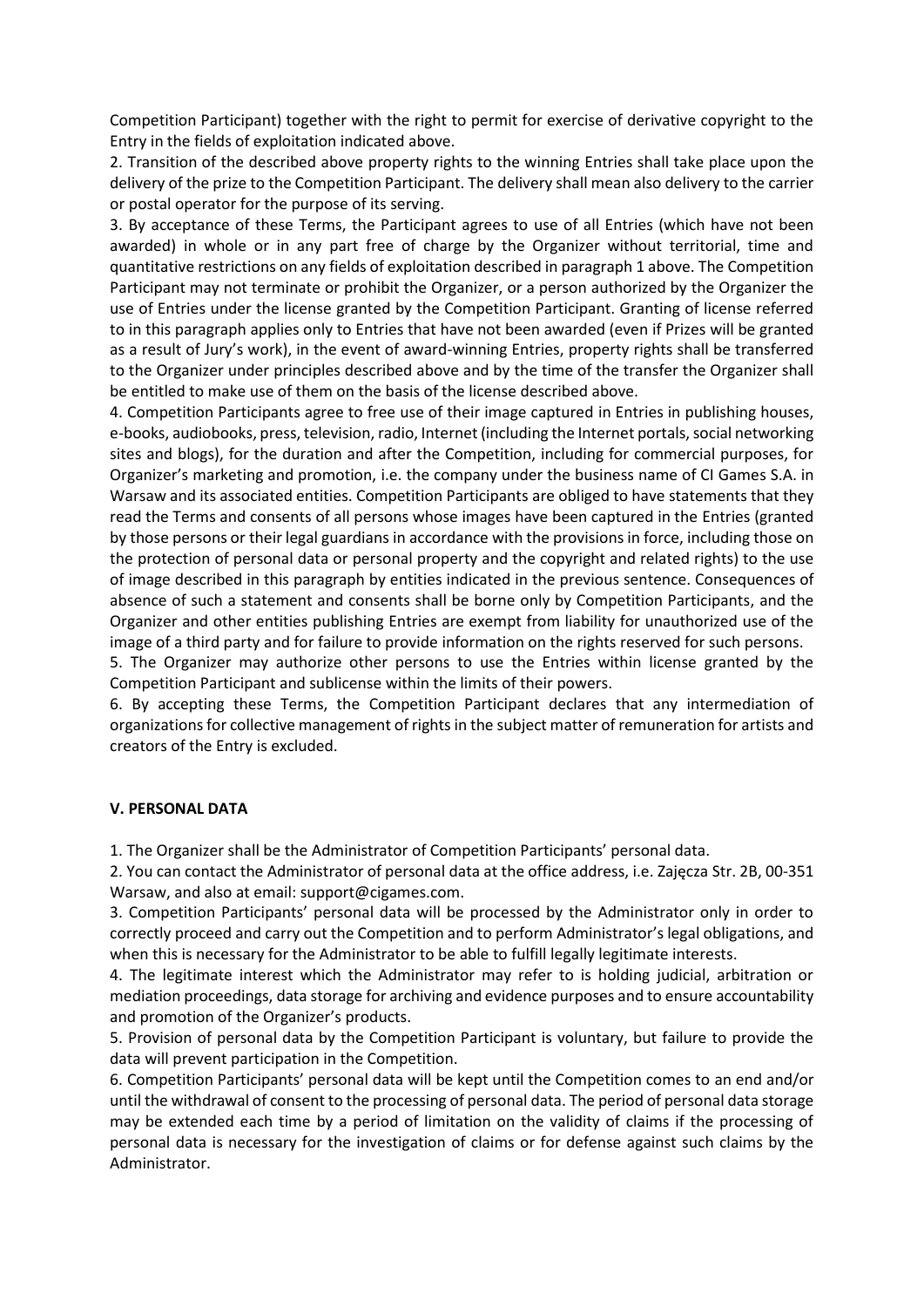Competition Participant) together with the right to permit for exercise of derivative copyright to the Entry in the fields of exploitation indicated above.

2. Transition of the described above property rights to the winning Entries shall take place upon the delivery of the prize to the Competition Participant. The delivery shall mean also delivery to the carrier or postal operator for the purpose of its serving.

3. By acceptance of these Terms, the Participant agrees to use of all Entries (which have not been awarded) in whole or in any part free of charge by the Organizer without territorial, time and quantitative restrictions on any fields of exploitation described in paragraph 1 above. The Competition Participant may not terminate or prohibit the Organizer, or a person authorized by the Organizer the use of Entries under the license granted by the Competition Participant. Granting of license referred to in this paragraph applies only to Entries that have not been awarded (even if Prizes will be granted as a result of Jury's work), in the event of award-winning Entries, property rights shall be transferred to the Organizer under principles described above and by the time of the transfer the Organizer shall be entitled to make use of them on the basis of the license described above.

4. Competition Participants agree to free use of their image captured in Entries in publishing houses, e-books, audiobooks, press, television, radio, Internet (including the Internet portals, social networking sites and blogs), for the duration and after the Competition, including for commercial purposes, for Organizer's marketing and promotion, i.e. the company under the business name of CI Games S.A. in Warsaw and its associated entities. Competition Participants are obliged to have statements that they read the Terms and consents of all persons whose images have been captured in the Entries (granted by those persons or their legal guardians in accordance with the provisions in force, including those on the protection of personal data or personal property and the copyright and related rights) to the use of image described in this paragraph by entities indicated in the previous sentence. Consequences of absence of such a statement and consents shall be borne only by Competition Participants, and the Organizer and other entities publishing Entries are exempt from liability for unauthorized use of the image of a third party and for failure to provide information on the rights reserved for such persons.

5. The Organizer may authorize other persons to use the Entries within license granted by the Competition Participant and sublicense within the limits of their powers.

6. By accepting these Terms, the Competition Participant declares that any intermediation of organizations for collective management of rights in the subject matter of remuneration for artists and creators of the Entry is excluded.

## V. PERSONAL DATA

1. The Organizer shall be the Administrator of Competition Participants' personal data.

2. You can contact the Administrator of personal data at the office address, i.e. Zajęcza Str. 2B, 00-351 Warsaw, and also at email: support@cigames.com.

3. Competition Participants' personal data will be processed by the Administrator only in order to correctly proceed and carry out the Competition and to perform Administrator's legal obligations, and when this is necessary for the Administrator to be able to fulfill legally legitimate interests.

4. The legitimate interest which the Administrator may refer to is holding judicial, arbitration or mediation proceedings, data storage for archiving and evidence purposes and to ensure accountability and promotion of the Organizer's products.

5. Provision of personal data by the Competition Participant is voluntary, but failure to provide the data will prevent participation in the Competition.

6. Competition Participants' personal data will be kept until the Competition comes to an end and/or until the withdrawal of consent to the processing of personal data. The period of personal data storage may be extended each time by a period of limitation on the validity of claims if the processing of personal data is necessary for the investigation of claims or for defense against such claims by the Administrator.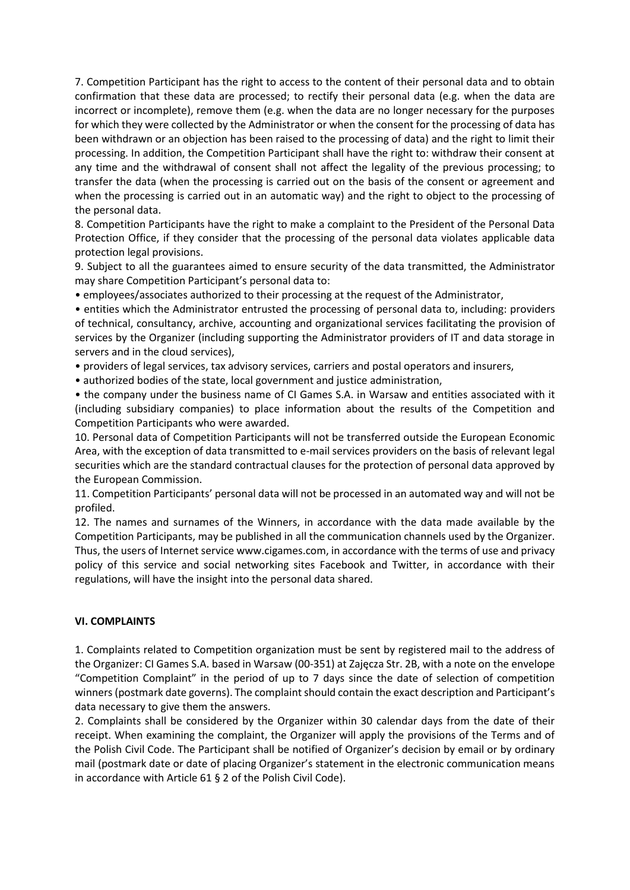7. Competition Participant has the right to access to the content of their personal data and to obtain confirmation that these data are processed; to rectify their personal data (e.g. when the data are incorrect or incomplete), remove them (e.g. when the data are no longer necessary for the purposes for which they were collected by the Administrator or when the consent for the processing of data has been withdrawn or an objection has been raised to the processing of data) and the right to limit their processing. In addition, the Competition Participant shall have the right to: withdraw their consent at any time and the withdrawal of consent shall not affect the legality of the previous processing; to transfer the data (when the processing is carried out on the basis of the consent or agreement and when the processing is carried out in an automatic way) and the right to object to the processing of the personal data.

8. Competition Participants have the right to make a complaint to the President of the Personal Data Protection Office, if they consider that the processing of the personal data violates applicable data protection legal provisions.

9. Subject to all the guarantees aimed to ensure security of the data transmitted, the Administrator may share Competition Participant's personal data to:

• employees/associates authorized to their processing at the request of the Administrator,

• entities which the Administrator entrusted the processing of personal data to, including: providers of technical, consultancy, archive, accounting and organizational services facilitating the provision of services by the Organizer (including supporting the Administrator providers of IT and data storage in servers and in the cloud services),

• providers of legal services, tax advisory services, carriers and postal operators and insurers,

• authorized bodies of the state, local government and justice administration,

• the company under the business name of CI Games S.A. in Warsaw and entities associated with it (including subsidiary companies) to place information about the results of the Competition and Competition Participants who were awarded.

10. Personal data of Competition Participants will not be transferred outside the European Economic Area, with the exception of data transmitted to e-mail services providers on the basis of relevant legal securities which are the standard contractual clauses for the protection of personal data approved by the European Commission.

11. Competition Participants' personal data will not be processed in an automated way and will not be profiled.

12. The names and surnames of the Winners, in accordance with the data made available by the Competition Participants, may be published in all the communication channels used by the Organizer. Thus, the users of Internet service www.cigames.com, in accordance with the terms of use and privacy policy of this service and social networking sites Facebook and Twitter, in accordance with their regulations, will have the insight into the personal data shared.

**VI. COMPLAINTS**

1. Complaints related to Competition organization must be sent by registered mail to the address of the Organizer: CI Games S.A. based in Warsaw (00-351) at Zajęcza Str. 2B, with a note on the envelope "Competition Complaint" in the period of up to 7 days since the date of selection of competition winners (postmark date governs). The complaint should contain the exact description and Participant's data necessary to give them the answers.

2. Complaints shall be considered by the Organizer within 30 calendar days from the date of their receipt. When examining the complaint, the Organizer will apply the provisions of the Terms and of the Polish Civil Code. The Participant shall be notified of Organizer's decision by email or by ordinary mail (postmark date or date of placing Organizer's statement in the electronic communication means in accordance with Article 61 § 2 of the Polish Civil Code).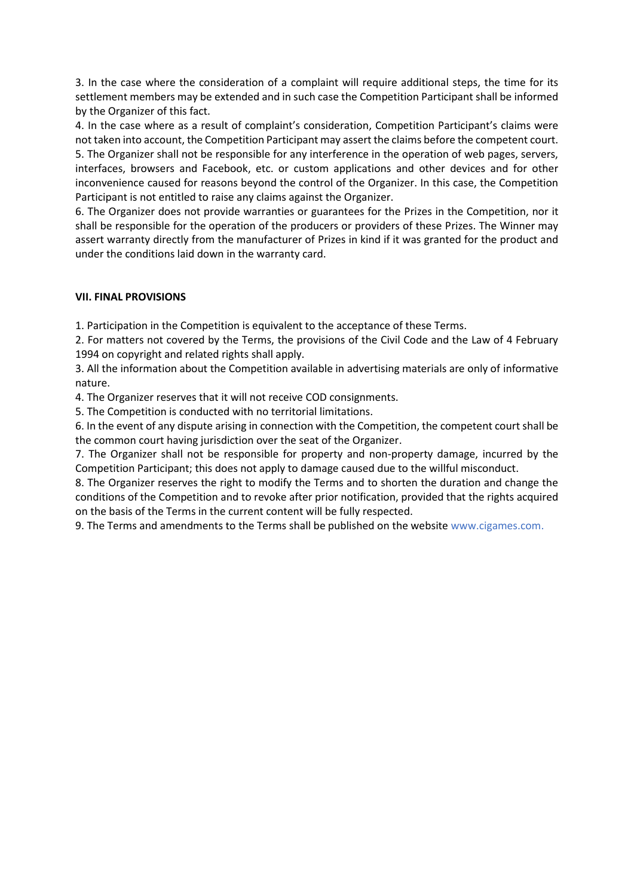3. In the case where the consideration of a complaint will require additional steps, the time for its settlement members may be extended and in such case the Competition Participant shall be informed by the Organizer of this fact.

4. In the case where as a result of complaint's consideration, Competition Participant's claims were not taken into account, the Competition Participant may assert the claims before the competent court.

5. The Organizer shall not be responsible for any interference in the operation of web pages, servers, interfaces, browsers and Facebook, etc. or custom applications and other devices and for other inconvenience caused for reasons beyond the control of the Organizer. In this case, the Competition Participant is not entitled to raise any claims against the Organizer.

6. The Organizer does not provide warranties or guarantees for the Prizes in the Competition, nor it shall be responsible for the operation of the producers or providers of these Prizes. The Winner may assert warranty directly from the manufacturer of Prizes in kind if it was granted for the product and under the conditions laid down in the warranty card.

**VII. FINAL PROVISIONS**

1. Participation in the Competition is equivalent to the acceptance of these Terms.

2. For matters not covered by the Terms, the provisions of the Civil Code and the Law of 4 February 1994 on copyright and related rights shall apply.

3. All the information about the Competition available in advertising materials are only of informative nature.

4. The Organizer reserves that it will not receive COD consignments.

5. The Competition is conducted with no territorial limitations.

6. In the event of any dispute arising in connection with the Competition, the competent court shall be the common court having jurisdiction over the seat of the Organizer.

7. The Organizer shall not be responsible for property and non-property damage, incurred by the Competition Participant; this does not apply to damage caused due to the willful misconduct.

8. The Organizer reserves the right to modify the Terms and to shorten the duration and change the conditions of the Competition and to revoke after prior notification, provided that the rights acquired on the basis of the Terms in the current content will be fully respected.

9. The Terms and amendments to the Terms shall be published on the website www.cigames.com.